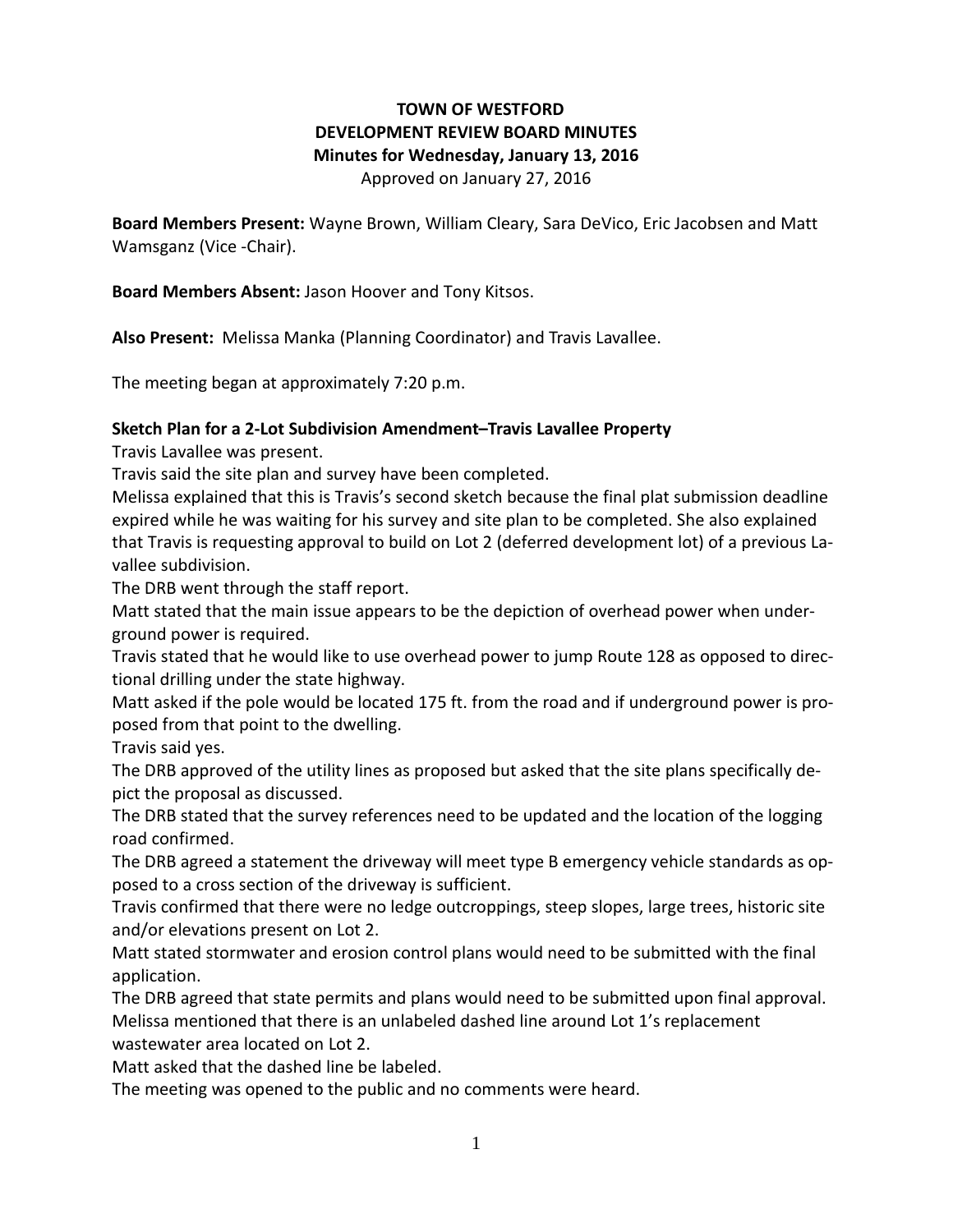# TOWN OF WESTFORD
## DEVELOPMENT REVIEW BOARD MINUTES
### Minutes for Wednesday, January 13, 2016

Approved on January 27, 2016

**Board Members Present:** Wayne Brown, William Cleary, Sara DeVico, Eric Jacobsen and Matt Wamsganz (Vice -Chair).

**Board Members Absent:** Jason Hoover and Tony Kitsos.

**Also Present:** Melissa Manka (Planning Coordinator) and Travis Lavallee.

The meeting began at approximately 7:20 p.m.

**Sketch Plan for a 2-Lot Subdivision Amendment–Travis Lavallee Property**

Travis Lavallee was present.

Travis said the site plan and survey have been completed.

Melissa explained that this is Travis's second sketch because the final plat submission deadline expired while he was waiting for his survey and site plan to be completed. She also explained that Travis is requesting approval to build on Lot 2 (deferred development lot) of a previous Lavallee subdivision.

The DRB went through the staff report.

Matt stated that the main issue appears to be the depiction of overhead power when underground power is required.

Travis stated that he would like to use overhead power to jump Route 128 as opposed to directional drilling under the state highway.

Matt asked if the pole would be located 175 ft. from the road and if underground power is proposed from that point to the dwelling.

Travis said yes.

The DRB approved of the utility lines as proposed but asked that the site plans specifically depict the proposal as discussed.

The DRB stated that the survey references need to be updated and the location of the logging road confirmed.

The DRB agreed a statement the driveway will meet type B emergency vehicle standards as opposed to a cross section of the driveway is sufficient.

Travis confirmed that there were no ledge outcroppings, steep slopes, large trees, historic site and/or elevations present on Lot 2.

Matt stated stormwater and erosion control plans would need to be submitted with the final application.

The DRB agreed that state permits and plans would need to be submitted upon final approval.

Melissa mentioned that there is an unlabeled dashed line around Lot 1's replacement wastewater area located on Lot 2.

Matt asked that the dashed line be labeled.

The meeting was opened to the public and no comments were heard.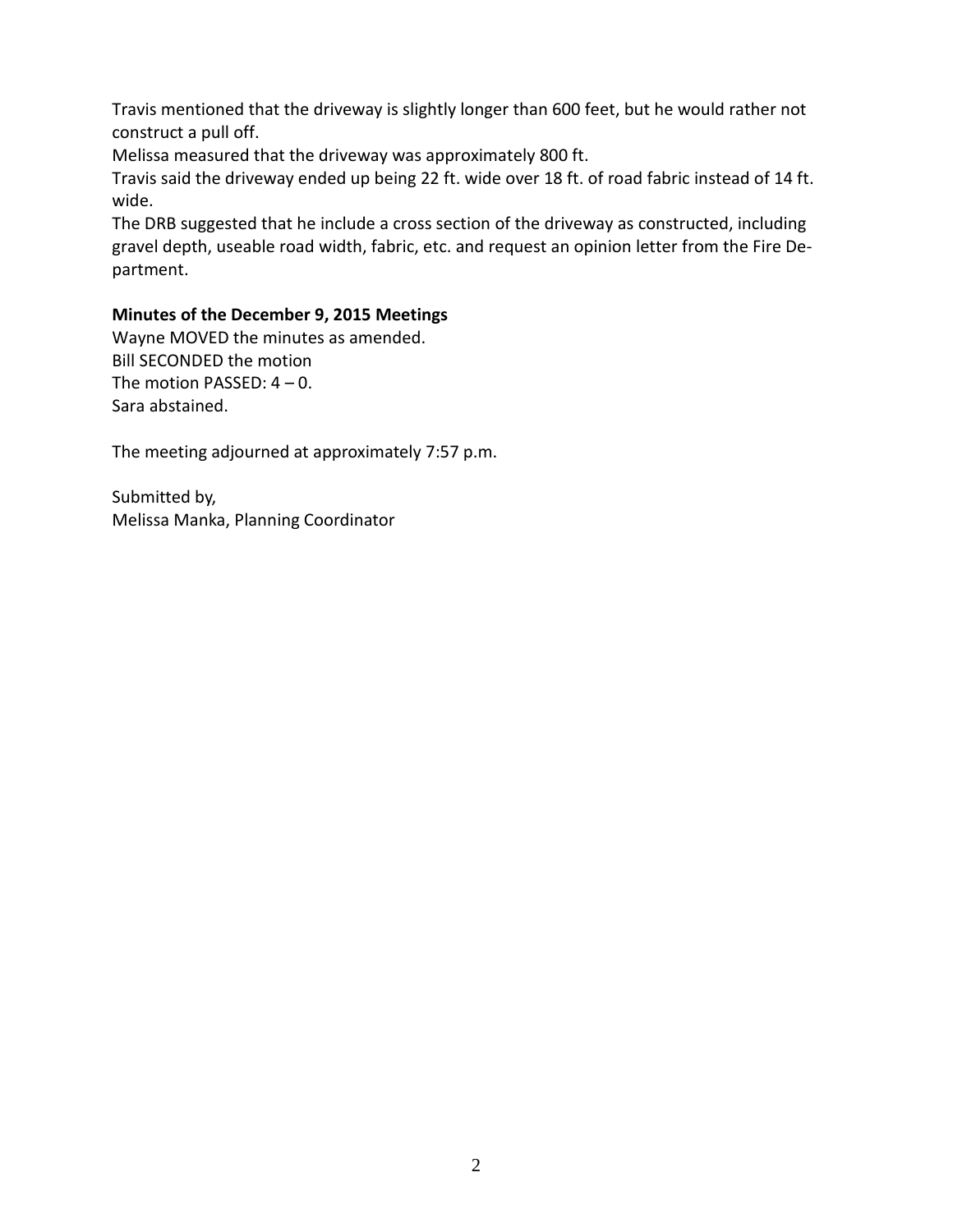Travis mentioned that the driveway is slightly longer than 600 feet, but he would rather not construct a pull off.
Melissa measured that the driveway was approximately 800 ft.
Travis said the driveway ended up being 22 ft. wide over 18 ft. of road fabric instead of 14 ft. wide.
The DRB suggested that he include a cross section of the driveway as constructed, including gravel depth, useable road width, fabric, etc. and request an opinion letter from the Fire Department.

**Minutes of the December 9, 2015 Meetings**
Wayne MOVED the minutes as amended.
Bill SECONDED the motion
The motion PASSED: 4 – 0.
Sara abstained.

The meeting adjourned at approximately 7:57 p.m.

Submitted by,
Melissa Manka, Planning Coordinator